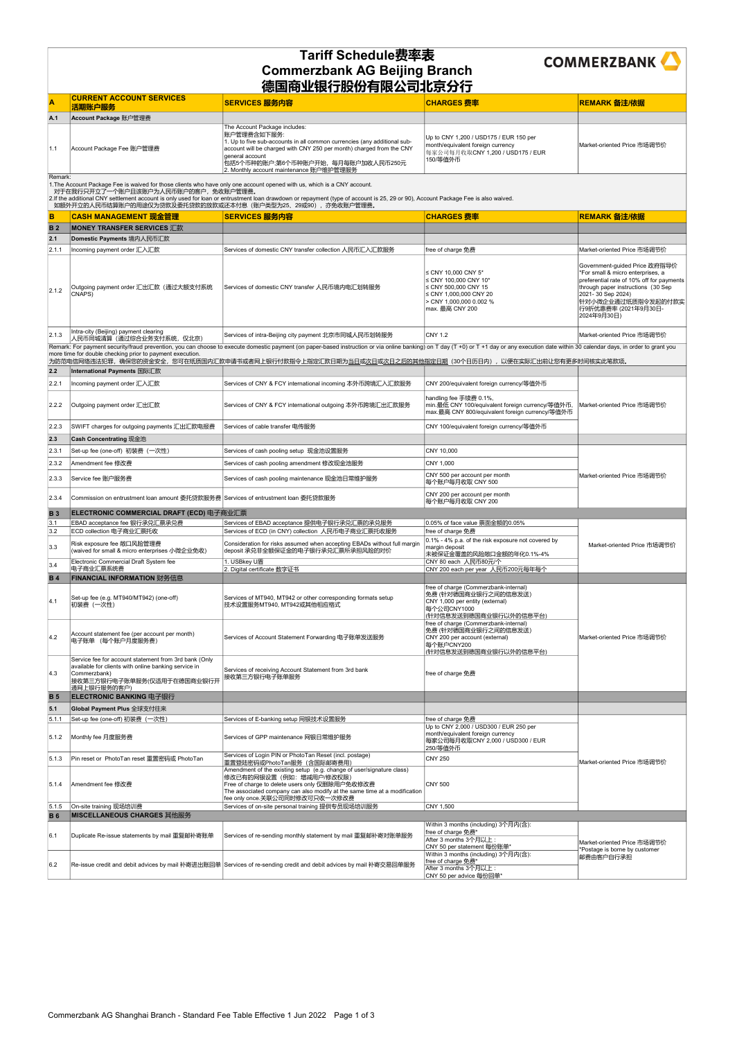# Tariff Schedule费率表
# Commerzbank AG Beijing Branch
# 德国商业银行股份有限公司北京分行

COMMERZBANK

| A | CURRENT ACCOUNT SERVICES 活期账户服务 | SERVICES 服务内容 | CHARGES 费率 | REMARK 备注/依据 |
|---|---|---|---|---|
| A.1 | Account Package 账户管理费 | | | |
| 1.1 | Account Package Fee 账户管理费 | The Account Package includes:<br>账户管理费含如下服务:<br>1. Up to five sub-accounts in all common currencies (any additional sub-account will be charged with CNY 250 per month) charged from the CNY general account<br>包括5个币种的账户;第6个币种账户开始，每月每账户加收人民币250元<br>2. Monthly account maintenance 账户维护管理服务 | Up to CNY 1,200 / USD175 / EUR 150 per month/equivalent foreign currency<br>每家公司每月收取CNY 1,200 / USD175 / EUR 150/等值外币 | Market-oriented Price 市场调节价 |

Remark:
1.The Account Package Fee is waived for those clients who have only one account opened with us, which is a CNY account.
对于在我行只开立了一个账户且该账户为人民币账户的客户，免收账户管理费。
2.If the additional CNY settlement account is only used for loan or entrustment loan drawdown or repayment (type of account is 25, 29 or 90), Account Package Fee is also waived.
如额外开立的人民币结算账户的用途仅为贷款及委托贷款的放款或还本付息（账户类型为25、29或90），亦免收账户管理费。

| B | CASH MANAGEMENT 现金管理 | SERVICES 服务内容 | CHARGES 费率 | REMARK 备注/依据 |
|---|---|---|---|---|
| B 2 | MONEY TRANSFER SERVICES 汇款 | | | |
| 2.1 | Domestic Payments 境内人民币汇款 | | | |
| 2.1.1 | Incoming payment order 汇入汇款 | Services of domestic CNY transfer collection 人民币汇入汇款服务 | free of charge 免费 | Market-oriented Price 市场调节价 |
| 2.1.2 | Outgoing payment order 汇出汇款（通过大额支付系统CNAPS) | Services of domestic CNY transfer 人民币境内电汇划转服务 | ≤ CNY 10,000 CNY 5*<br>≤ CNY 100,000 CNY 10*<br>≤ CNY 500,000 CNY 15<br>≤ CNY 1,000,000 CNY 20<br>> CNY 1,000,000 0.002 %<br>max. 最高 CNY 200 | Government-guided Price 政府指导价<br>*For small & micro enterprises, a preferential rate of 10% off for payments through paper instructions（30 Sep 2021- 30 Sep 2024)<br>针对小微企业通过纸质指令发起的付款实行9折优惠费率 (2021年9月30日-2024年9月30日) |
| 2.1.3 | Intra-city (Beijing) payment clearing<br>人民币同城清算（通过综合业务支付系统，仅北京) | Services of intra-Beijing city payment 北京市同城人民币划转服务 | CNY 1.2 | Market-oriented Price 市场调节价 |

Remark: For payment security/fraud prevention, you can choose to execute domestic payment (on paper-based instruction or via online banking) on T day (T +0) or T +1 day or any execution date within 30 calendar days, in order to grant you more time for double checking prior to payment execution.
为防范电信网络违法犯罪，确保您的资金安全，您可在纸质国内汇款申请书或者网上银行付款指令上指定汇款日期为当日或次日或之日之后的其他指定日期（30个日历日内），以便在实际汇出前让您有更多时间核实此笔款项。

| | | SERVICES 服务内容 | CHARGES 费率 | REMARK 备注/依据 |
|---|---|---|---|---|
| 2.2 | International Payments 国际汇款 | | | |
| 2.2.1 | Incoming payment order 汇入汇款 | Services of CNY & FCY international incoming 本外币跨境汇入汇款服务 | CNY 200/equivalent foreign currency/等值外币 | Market-oriented Price 市场调节价 |
| 2.2.2 | Outgoing payment order 汇出汇款 | Services of CNY & FCY international outgoing 本外币跨境汇出汇款服务 | handling fee 手续费 0.1%,<br>min.最低 CNY 100/equivalent foreign currency/等值外币,<br>max.最高 CNY 800/equivalent foreign currency/等值外币 | |
| 2.2.3 | SWIFT charges for outgoing payments 汇出汇款电报费 | Services of cable transfer 电传服务 | CNY 100/equivalent foreign currency/等值外币 | |
| 2.3 | Cash Concentrating 现金池 | | | |
| 2.3.1 | Set-up fee (one-off) 初装费（一次性) | Services of cash pooling setup 现金池设置服务 | CNY 10,000 | Market-oriented Price 市场调节价 |
| 2.3.2 | Amendment fee 修改费 | Services of cash pooling amendment 修改现金池服务 | CNY 1,000 | |
| 2.3.3 | Service fee 账户服务费 | Services of cash pooling maintenance 现金池日常维护服务 | CNY 500 per account per month<br>每个账户每月收取 CNY 500 | |
| 2.3.4 | Commission on entrustment loan amount 委托贷款服务费 | Services of entrustment loan 委托贷款服务 | CNY 200 per account per month<br>每个账户每月收取 CNY 200 | |
| B 3 | ELECTRONIC COMMERCIAL DRAFT (ECD) 电子商业汇票 | | | |
| 3.1 | EBAD acceptance fee 银行承兑汇票承兑费 | Services of EBAD acceptance 提供电子银行承兑汇票的承兑服务 | 0.05% of face value 票面金额的0.05% | Market-oriented Price 市场调节价 |
| 3.2 | ECD collection 电子商业汇票托收 | Services of ECD (in CNY) collection 人民币电子商业汇票托收服务 | free of charge 免费 | |
| 3.3 | Risk exposure fee 敞口风险管理费<br>(waived for small & micro enterprises 小微企业免收) | Consideration for risks assumed when accepting EBADs without full margin deposit 承兑非全额保证金的电子银行承兑汇票所承担风险的对价 | 0.1% - 4% p.a. of the risk exposure not covered by margin deposit<br>未被保证金覆盖的风险敞口金额的年化0.1%-4% | |
| 3.4 | Electronic Commercial Draft System fee<br>电子商业汇票系统费 | 1. USBkey U盾<br>2. Digital certificate 数字证书 | CNY 80 each 人民币80元/个<br>CNY 200 each per year 人民币200元每年每个 | |
| B 4 | FINANCIAL INFORMATION 财务信息 | | | |
| 4.1 | Set-up fee (e.g. MT940/MT942) (one-off)<br>初装费（一次性) | Services of MT940, MT942 or other corresponding formats setup<br>技术设置服务MT940, MT942或其他相应格式 | free of charge (Commerzbank-internal)<br>免费 (针对德国商业银行之间的信息发送)<br>CNY 1,000 per entity (external)<br>每个公司CNY1000<br>(针对信息发送到德国商业银行以外的信息平台) | Market-oriented Price 市场调节价 |
| 4.2 | Account statement fee (per account per month)<br>电子账单（每个账户月度服务费) | Services of Account Statement Forwarding 电子账单发送服务 | free of charge (Commerzbank-internal)<br>免费 (针对德国商业银行之间的信息发送)<br>CNY 200 per account (external)<br>每个账户CNY200<br>(针对信息发送到德国商业银行以外的信息平台) | |
| 4.3 | Service fee for account statement from 3rd bank (Only available for clients with online banking service in Commerzbank)<br>接收第三方银行电子账单服务(仅适用于在德国商业银行开通网上银行服务的客户) | Services of receiving Account Statement from 3rd bank<br>接收第三方银行电子账单服务 | free of charge 免费 | |
| B 5 | ELECTRONIC BANKING 电子银行 | | | |
| 5.1 | Global Payment Plus 全球支付往来 | | | |
| 5.1.1 | Set-up fee (one-off) 初装费（一次性) | Services of E-banking setup 网银技术设置服务 | free of charge 免费 | Market-oriented Price 市场调节价 |
| 5.1.2 | Monthly fee 月度服务费 | Services of GPP maintenance 网银日常维护服务 | Up to CNY 2,000 / USD300 / EUR 250 per month/equivalent foreign currency<br>每家公司每月收取CNY 2,000 / USD300 / EUR 250/等值外币 | |
| 5.1.3 | Pin reset or PhotoTan reset 重置密码或 PhotoTan | Services of Login PIN or PhotoTan Reset (incl. postage)<br>重置登陆密码或PhotoTan服务（含国际邮寄费用) | CNY 250 | |
| 5.1.4 | Amendment fee 修改费 | Amendment of the existing setup (e.g. change of user/signature class)<br>修改已有的网银设置（例如：增减用户/修改权限)<br>Free of charge to delete users only 仅删除用户免收修改费<br>The associated company can also modify at the same time at a modification fee only once.关联公司同时修改可只收取一次修改费 | CNY 500 | |
| 5.1.5 | On-site training 现场培训费 | Services of on-site personal training 提供专员现场培训服务 | CNY 1,500 | |
| B 6 | MISCELLANEOUS CHARGES 其他服务 | | | |
| 6.1 | Duplicate Re-issue statements by mail 重复邮补寄账单 | Services of re-sending monthly statement by mail 重复邮补寄对账单服务 | Within 3 months (including) 3个月内(含):<br>free of charge 免费*<br>After 3 months 3个月以上：<br>CNY 50 per statement 每份账单* | Market-oriented Price 市场调节价<br>*Postage is borne by customer<br>邮费由客户自行承担 |
| 6.2 | Re-issue credit and debit advices by mail 补寄进出账回单 | Services of re-sending credit and debit advices by mail 补寄交易回单服务 | Within 3 months (including) 3个月内(含):<br>free of charge 免费*<br>After 3 months 3个月以上：<br>CNY 50 per advice 每份回单* | |

Commerzbank AG Shanghai Branch - Standard Fee Table Effective 1 Jun 2022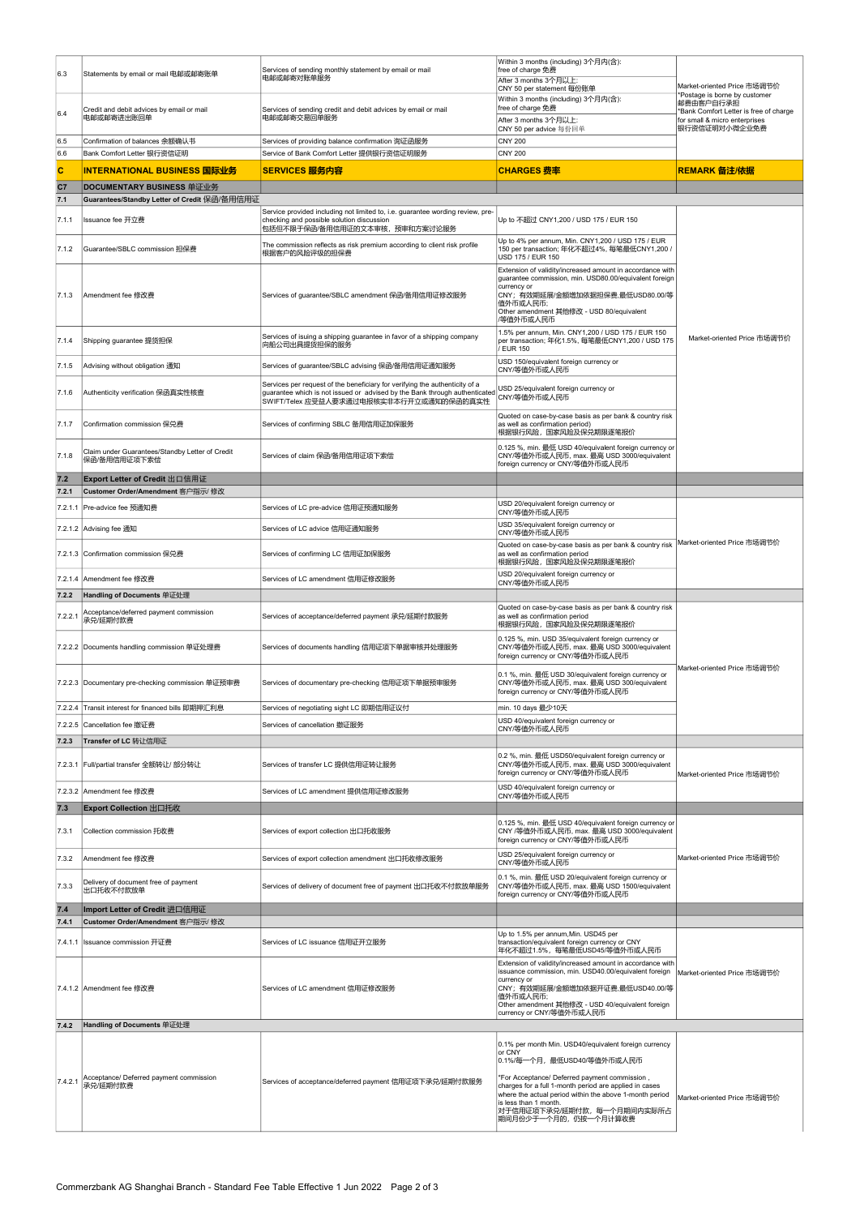| | | | | |
|---|---|---|---|---|
| 6.3 | Statements by email or mail 电邮或邮寄账单 | Services of sending monthly statement by email or mail 电邮或邮寄对账单服务 | Within 3 months (including) 3个月内(含): free of charge 免费<br>After 3 months 3个月以上: CNY 50 per statement 每份账单 | Market-oriented Price 市场调节价<br>*Postage is borne by customer 邮费由客户自行承担<br>*Bank Comfort Letter is free of charge for small & micro enterprises 银行资信证明对小微企业免费 |
| 6.4 | Credit and debit advices by email or mail 电邮或邮寄进出账回单 | Services of sending credit and debit advices by email or mail 电邮或邮寄交易回单服务 | Within 3 months (including) 3个月内(含): free of charge 免费<br>After 3 months 3个月以上: CNY 50 per advice 每份回单 | |
| 6.5 | Confirmation of balances 余额确认书 | Services of providing balance confirmation 询证函服务 | CNY 200 | |
| 6.6 | Bank Comfort Letter 银行资信证明 | Service of Bank Comfort Letter 提供银行资信证明服务 | CNY 200 | |
| **C** | **INTERNATIONAL BUSINESS 国际业务** | **SERVICES 服务内容** | **CHARGES 费率** | **REMARK 备注/依据** |
| **C7** | **DOCUMENTARY BUSINESS 单证业务** | | | |
| **7.1** | **Guarantees/Standby Letter of Credit 保函/备用信用证** | | | |
| 7.1.1 | Issuance fee 开立费 | Service provided including not limited to, i.e. guarantee wording review, pre-checking and possible solution discussion 包括但不限于保函/备用信用证的文本审核，预审和方案讨论服务 | Up to 不超过 CNY1,200 / USD 175 / EUR 150 | Market-oriented Price 市场调节价 |
| 7.1.2 | Guarantee/SBLC commission 担保费 | The commission reflects as risk premium according to client risk profile 根据客户的风险评级的担保费 | Up to 4% per annum, Min. CNY1,200 / USD 175 / EUR 150 per transaction; 年化不超过4%, 每笔最低CNY1,200 / USD 175 / EUR 150 | |
| 7.1.3 | Amendment fee 修改费 | Services of guarantee/SBLC amendment 保函/备用信用证修改服务 | Extension of validity/increased amount in accordance with guarantee commission, min. USD80.00/equivalent foreign currency or CNY；有效期延展/金额增加依据担保费,最低USD80.00/等值外币或人民币;<br>Other amendment 其他修改 - USD 80/equivalent /等值外币或人民币 | |
| 7.1.4 | Shipping guarantee 提货担保 | Services of isuing a shipping guarantee in favor of a shipping company 向船公司出具提货担保的服务 | 1.5% per annum, Min. CNY1,200 / USD 175 / EUR 150 per transaction; 年化1.5%, 每笔最低CNY1,200 / USD 175 / EUR 150 | |
| 7.1.5 | Advising without obligation 通知 | Services of guarantee/SBLC advising 保函/备用信用证通知服务 | USD 150/equivalent foreign currency or CNY/等值外币或人民币 | |
| 7.1.6 | Authenticity verification 保函真实性核查 | Services per request of the beneficiary for verifying the authenticity of a guarantee which is not issued or advised by the Bank through authenticated SWIFT/Telex 应受益人要求通过电报核实非本行开立或通知的保函的真实性 | USD 25/equivalent foreign currency or CNY/等值外币或人民币 | |
| 7.1.7 | Confirmation commission 保兑费 | Services of confirming SBLC 备用信用证加保服务 | Quoted on case-by-case basis as per bank & country risk as well as confirmation period) 根据银行风险，国家风险及保兑期限逐笔报价 | |
| 7.1.8 | Claim under Guarantees/Standby Letter of Credit 保函/备用信用证项下索偿 | Services of claim 保函/备用信用证项下索偿 | 0.125 %, min. 最低 USD 40/equivalent foreign currency or CNY/等值外币或人民币, max. 最高 USD 3000/equivalent foreign currency or CNY/等值外币或人民币 | |
| **7.2** | **Export Letter of Credit 出口信用证** | | | |
| **7.2.1** | **Customer Order/Amendment 客户指示/ 修改** | | | |
| 7.2.1.1 | Pre-advice fee 预通知费 | Services of LC pre-advice 信用证预通知服务 | USD 20/equivalent foreign currency or CNY/等值外币或人民币 | Market-oriented Price 市场调节价 |
| 7.2.1.2 | Advising fee 通知 | Services of LC advice 信用证通知服务 | USD 35/equivalent foreign currency or CNY/等值外币或人民币 | |
| 7.2.1.3 | Confirmation commission 保兑费 | Services of confirming LC 信用证加保服务 | Quoted on case-by-case basis as per bank & country risk as well as confirmation period 根据银行风险，国家风险及保兑期限逐笔报价 | |
| 7.2.1.4 | Amendment fee 修改费 | Services of LC amendment 信用证修改服务 | USD 20/equivalent foreign currency or CNY/等值外币或人民币 | |
| **7.2.2** | **Handling of Documents 单证处理** | | | |
| 7.2.2.1 | Acceptance/deferred payment commission 承兑/延期付款费 | Services of acceptance/deferred payment 承兑/延期付款服务 | Quoted on case-by-case basis as per bank & country risk as well as confirmation period 根据银行风险，国家风险及保兑期限逐笔报价 | Market-oriented Price 市场调节价 |
| 7.2.2.2 | Documents handling commission 单证处理费 | Services of documents handling 信用证项下单据审核并处理服务 | 0.125 %, min. USD 35/equivalent foreign currency or CNY/等值外币或人民币, max. 最高 USD 3000/equivalent foreign currency or CNY/等值外币或人民币 | |
| 7.2.2.3 | Documentary pre-checking commission 单证预审费 | Services of documentary pre-checking 信用证项下单据预审服务 | 0.1 %, min. 最低 USD 30/equivalent foreign currency or CNY/等值外币或人民币, max. 最高 USD 300/equivalent foreign currency or CNY/等值外币或人民币 | |
| 7.2.2.4 | Transit interest for financed bills 即期押汇利息 | Services of negotiating sight LC 即期信用证议付 | min. 10 days 最少10天 | |
| 7.2.2.5 | Cancellation fee 撤证费 | Services of cancellation 撤证服务 | USD 40/equivalent foreign currency or CNY/等值外币或人民币 | |
| **7.2.3** | **Transfer of LC 转让信用证** | | | |
| 7.2.3.1 | Full/partial transfer 全额转让/ 部分转让 | Services of transfer LC 提供信用证转让服务 | 0.2 %, min. 最低 USD50/equivalent foreign currency or CNY/等值外币或人民币, max. 最高 USD 3000/equivalent foreign currency or CNY/等值外币或人民币 | Market-oriented Price 市场调节价 |
| 7.2.3.2 | Amendment fee 修改费 | Services of LC amendment 提供信用证修改服务 | USD 40/equivalent foreign currency or CNY/等值外币或人民币 | |
| **7.3** | **Export Collection 出口托收** | | | |
| 7.3.1 | Collection commission 托收费 | Services of export collection 出口托收服务 | 0.125 %, min. 最低 USD 40/equivalent foreign currency or CNY /等值外币或人民币, max. 最高 USD 3000/equivalent foreign currency or CNY/等值外币或人民币 | Market-oriented Price 市场调节价 |
| 7.3.2 | Amendment fee 修改费 | Services of export collection amendment 出口托收修改服务 | USD 25/equivalent foreign currency or CNY/等值外币或人民币 | |
| 7.3.3 | Delivery of document free of payment 出口托收不付款放单 | Services of delivery of document free of payment 出口托收不付款放单服务 | 0.1 %, min. 最低 USD 20/equivalent foreign currency or CNY/等值外币或人民币, max. 最高 USD 1500/equivalent foreign currency or CNY/等值外币或人民币 | |
| **7.4** | **Import Letter of Credit 进口信用证** | | | |
| **7.4.1** | **Customer Order/Amendment 客户指示/ 修改** | | | |
| 7.4.1.1 | Issuance commission 开证费 | Services of LC issuance 信用证开立服务 | Up to 1.5% per annum,Min. USD45 per transaction/equivalent foreign currency or CNY 年化不超过1.5%，每笔最低USD45/等值外币或人民币 | Market-oriented Price 市场调节价 |
| 7.4.1.2 | Amendment fee 修改费 | Services of LC amendment 信用证修改服务 | Extension of validity/increased amount in accordance with issuance commission, min. USD40.00/equivalent foreign currency or CNY；有效期延展/金额增加依据开证费,最低USD40.00/等值外币或人民币;<br>Other amendment 其他修改 - USD 40/equivalent foreign currency or CNY/等值外币或人民币 | |
| **7.4.2** | **Handling of Documents 单证处理** | | | |
| 7.4.2.1 | Acceptance/ Deferred payment commission 承兑/延期付款费 | Services of acceptance/deferred payment 信用证项下承兑/延期付款服务 | 0.1% per month Min. USD40/equivalent foreign currency or CNY<br>0.1%/每一个月，最低USD40/等值外币或人民币<br><br>*For Acceptance/ Deferred payment commission , charges for a full 1-month period are applied in cases where the actual period within the above 1-month period is less than 1 month.<br>对于信用证项下承兑/延期付款，每一个月期间内实际所占期间月份少于一个月的，仍按一个月计算收费 | Market-oriented Price 市场调节价 |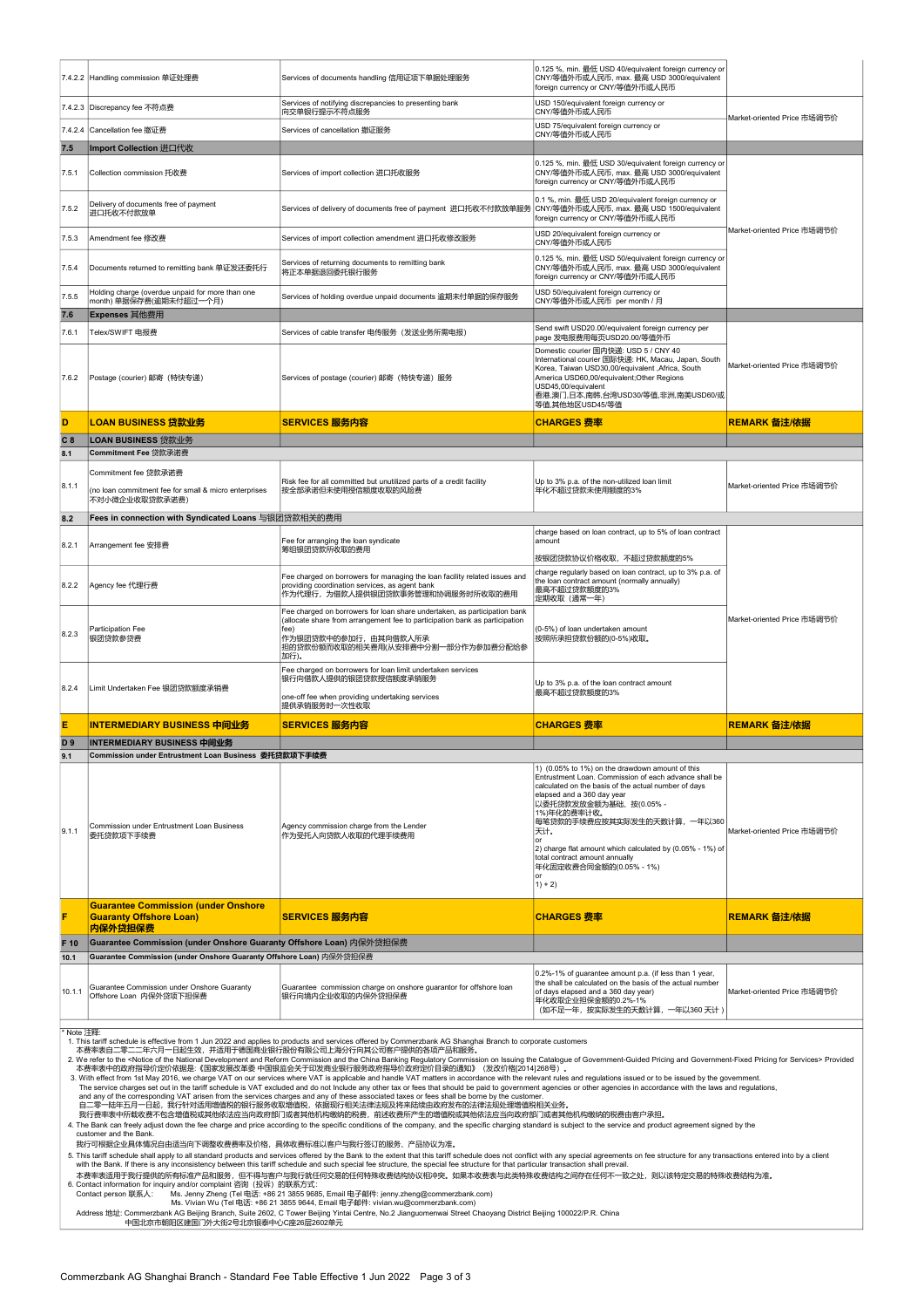| | | | | |
|---|---|---|---|---|
| 7.4.2.2 | Handling commission 单证处理费 | Services of documents handling 信用证项下单据处理服务 | 0.125 %, min. 最低 USD 40/equivalent foreign currency or CNY/等值外币或人民币, max. 最高 USD 3000/equivalent foreign currency or CNY/等值外币或人民币 | Market-oriented Price 市场调节价 |
| 7.4.2.3 | Discrepancy fee 不符点费 | Services of notifying discrepancies to presenting bank 向交单银行提示不符点服务 | USD 150/equivalent foreign currency or CNY/等值外币或人民币 | |
| 7.4.2.4 | Cancellation fee 撤证费 | Services of cancellation 撤证服务 | USD 75/equivalent foreign currency or CNY/等值外币或人民币 | |
| **7.5** | **Import Collection 进口代收** | | | |
| 7.5.1 | Collection commission 托收费 | Services of import collection 进口托收服务 | 0.125 %, min. 最低 USD 30/equivalent foreign currency or CNY/等值外币或人民币, max. 最高 USD 3000/equivalent foreign currency or CNY/等值外币或人民币 | Market-oriented Price 市场调节价 |
| 7.5.2 | Delivery of documents free of payment 进口托收不付款放单 | Services of delivery of documents free of payment 进口托收不付款放单服务 | 0.1 %, min. 最低 USD 20/equivalent foreign currency or CNY/等值外币或人民币, max. 最高 USD 1500/equivalent foreign currency or CNY/等值外币或人民币 | |
| 7.5.3 | Amendment fee 修改费 | Services of import collection amendment 进口托收修改服务 | USD 20/equivalent foreign currency or CNY/等值外币或人民币 | |
| 7.5.4 | Documents returned to remitting bank 单证发还委托行 | Services of returning documents to remitting bank 将正本单据退回委托银行服务 | 0.125 %, min. 最低 USD 50/equivalent foreign currency or CNY/等值外币或人民币, max. 最高 USD 3000/equivalent foreign currency or CNY/等值外币或人民币 | |
| 7.5.5 | Holding charge (overdue unpaid for more than one month) 单据保存费(逾期未付超过一个月) | Services of holding overdue unpaid documents 逾期未付单据的保存服务 | USD 50/equivalent foreign currency or CNY/等值外币或人民币 per month / 月 | |
| **7.6** | **Expenses 其他费用** | | | |
| 7.6.1 | Telex/SWIFT 电报费 | Services of cable transfer 电传服务（发送业务所需电报） | Send swift USD20.00/equivalent foreign currency per page 发电报费用每页USD20.00/等值外币 | Market-oriented Price 市场调节价 |
| 7.6.2 | Postage (courier) 邮寄（特快专递） | Services of postage (courier) 邮寄（特快专递）服务 | Domestic courier 国内快递: USD 5 / CNY 40<br>International courier 国际快递: HK, Macau, Japan, South Korea, Taiwan USD30,00/equivalent ,Africa, South America USD60,00/equivalent;Other Regions USD45,00/equivalent<br>香港,澳门,日本,南韩,台湾USD30/等值,非洲,南美USD60/或等值,其他地区USD45/等值 | |
| **D** | **LOAN BUSINESS 贷款业务** | **SERVICES 服务内容** | **CHARGES 费率** | **REMARK 备注/依据** |
| **C 8** | **LOAN BUSINESS 贷款业务** | | | |
| **8.1** | **Commitment Fee 贷款承诺费** | | | |
| 8.1.1 | Commitment fee 贷款承诺费<br><br>(no loan commitment fee for small & micro enterprises 不对小微企业收取贷款承诺费) | Risk fee for all committed but unutilized parts of a credit facility 按全部承诺但未使用授信额度收取的风险费 | Up to 3% p.a. of the non-utilized loan limit 年化不超过贷款未使用额度的3% | Market-oriented Price 市场调节价 |
| **8.2** | **Fees in connection with Syndicated Loans 与银团贷款相关的费用** | | | |
| 8.2.1 | Arrangement fee 安排费 | Fee for arranging the loan syndicate 筹组银团贷款所收取的费用 | charge based on loan contract, up to 5% of loan contract amount<br><br>按银团贷款协议价格收取，不超过贷款额度的5% | Market-oriented Price 市场调节价 |
| 8.2.2 | Agency fee 代理行费 | Fee charged on borrowers for managing the loan facility related issues and providing coordination services, as agent bank 作为代理行，为借款人提供银团贷款事务管理和协调服务时所收取的费用 | charge regularly based on loan contract, up to 3% p.a. of the loan contract amount (normally annually)<br>最高不超过贷款额度的3%<br>定期收取（通常一年） | |
| 8.2.3 | Participation Fee 银团贷款参贷费 | Fee charged on borrowers for loan share undertaken, as participation bank (allocate share from arrangement fee to participation bank as participation fee)<br>作为银团贷款中的参加行，由其向借款人所承担的贷款份额而收取的相关费用(从安排费中分割一部分作为参加费分配给参加行)。 | (0-5%) of loan undertaken amount<br>按照所承担贷款份额的(0-5%)收取。 | |
| 8.2.4 | Limit Undertaken Fee 银团贷款额度承销费 | Fee charged on borrowers for loan limit undertaken services 银行向借款人提供的银团贷款授信额度承销服务<br><br>one-off fee when providing undertaking services 提供承销服务时一次性收取 | Up to 3% p.a. of the loan contract amount<br>最高不超过贷款额度的3% | |
| **E** | **INTERMEDIARY BUSINESS 中间业务** | **SERVICES 服务内容** | **CHARGES 费率** | **REMARK 备注/依据** |
| **D 9** | **INTERMEDIARY BUSINESS 中间业务** | | | |
| **9.1** | **Commission under Entrustment Loan Business 委托贷款项下手续费** | | | |
| 9.1.1 | Commission under Entrustment Loan Business 委托贷款项下手续费 | Agency commission charge from the Lender 作为受托人向贷款人收取的代理手续费用 | 1) (0.05% to 1%) on the drawdown amount of this Entrustment Loan. Commission of each advance shall be calculated on the basis of the actual number of days elapsed and a 360 day year<br>以委托贷款发放金额为基础、按(0.05% - 1%)年化的费率计收。<br>每笔贷款的手续费应按其实际发生的天数计算，一年以360天计。<br>or<br>2) charge flat amount which calculated by (0.05% - 1%) of total contract amount annually<br>年化固定收费合同金额的(0.05% - 1%)<br>or<br>1) + 2) | Market-oriented Price 市场调节价 |
| **F** | **Guarantee Commission (under Onshore Guaranty Offshore Loan) 内保外贷担保费** | **SERVICES 服务内容** | **CHARGES 费率** | **REMARK 备注/依据** |
| **F 10** | **Guarantee Commission (under Onshore Guaranty Offshore Loan) 内保外贷担保费** | | | |
| **10.1** | **Guarantee Commission (under Onshore Guaranty Offshore Loan) 内保外贷担保费** | | | |
| 10.1.1 | Guarantee Commission under Onshore Guaranty Offshore Loan 内保外贷项下担保费 | Guarantee commission charge on onshore guarantor for offshore loan 银行向境内企业收取的内保外贷担保费 | 0.2%-1% of guarantee amount p.a. (if less than 1 year, the shall be calculated on the basis of the actual number of days elapsed and a 360 day year)<br>年化收取企业担保金额的0.2%-1%<br>（如不足一年，按实际发生的天数计算，一年以360 天计） | Market-oriented Price 市场调节价 |

* Note 注释:

1. This tariff schedule is effective from 1 Jun 2022 and applies to products and services offered by Commerzbank AG Shanghai Branch to corporate customers
   本费率表自二零二二年六月一日起生效，并适用于德国商业银行股份有限公司上海分行向其公司客户提供的各项产品和服务。
2. We refer to the <Notice of the National Development and Reform Commission and the China Banking Regulatory Commission on Issuing the Catalogue of Government-Guided Pricing and Government-Fixed Pricing for Services> Provided
   本费率表中的政府指导价定价依据是：《国家发展改革委 中国银监会关于印发商业银行服务政府指导价政府定价目录的通知》（发改价格[2014]268号）。
3. With effect from 1st May 2016, we charge VAT on our services where VAT is applicable and handle VAT matters in accordance with the relevant rules and regulations issued or to be issued by the government.
   The service charges set out in the tariff schedule is VAT excluded and do not include any other tax or fees that should be paid to government agencies or other agencies in accordance with the laws and regulations, and any of the corresponding VAT arisen from the services charges and any of these associated taxes or fees shall be borne by the customer.
   自二零一陆年五月一日起，我行针对适用增值税的银行服务收取增值税，依据现行相关法律法规及将来陆续由政府发布的法律法规处理增值税相关业务。
   我行费率表中所载收费不包含增值税或其他依法应当向政府部门或者其他机构缴纳的税费，前述收费所产生的增值税或其他依法应当向政府部门或者其他机构缴纳的税费由客户承担。
4. The Bank can freely adjust down the fee charge and price according to the specific conditions of the company, and the specific charging standard is subject to the service and product agreement signed by the customer and the Bank.
   我行可根据企业具体情况自由适当向下调整收费费率及价格，具体收费标准以客户与我行签订的服务、产品协议为准。
5. This tariff schedule shall apply to all standard products and services offered by the Bank to the extent that this tariff schedule does not conflict with any special agreements on fee structure for any transactions entered into by a client with the Bank. If there is any inconsistency between this tariff schedule and such special fee structure, the special fee structure for that particular transaction shall prevail.
   本费率表适用于我行提供的所有标准产品和服务，但不得与客户与我行就任何交易订立的任何特殊收费结构协议相冲突。如果本收费表与此类特殊收费结构之间存在任何不一致之处，则以该特定交易的特殊收费结构为准。
6. Contact information for inquiry and/or complaint 咨询（投诉）的联系方式：
   Contact person 联系人： Ms. Jenny Zheng (Tel 电话: +86 21 3855 9685, Email 电子邮件: jenny.zheng@commerzbank.com)
   Ms. Vivian Wu (Tel 电话: +86 21 3855 9644, Email 电子邮件: vivian.wu@commerzbank.com)
   Address 地址: Commerzbank AG Beijing Branch, Suite 2602, C Tower Beijing Yintai Centre, No.2 Jianguomenwai Street Chaoyang District Beijing 100022/P.R. China
   中国北京市朝阳区建国门外大街2号北京银泰中心C座26层2602单元